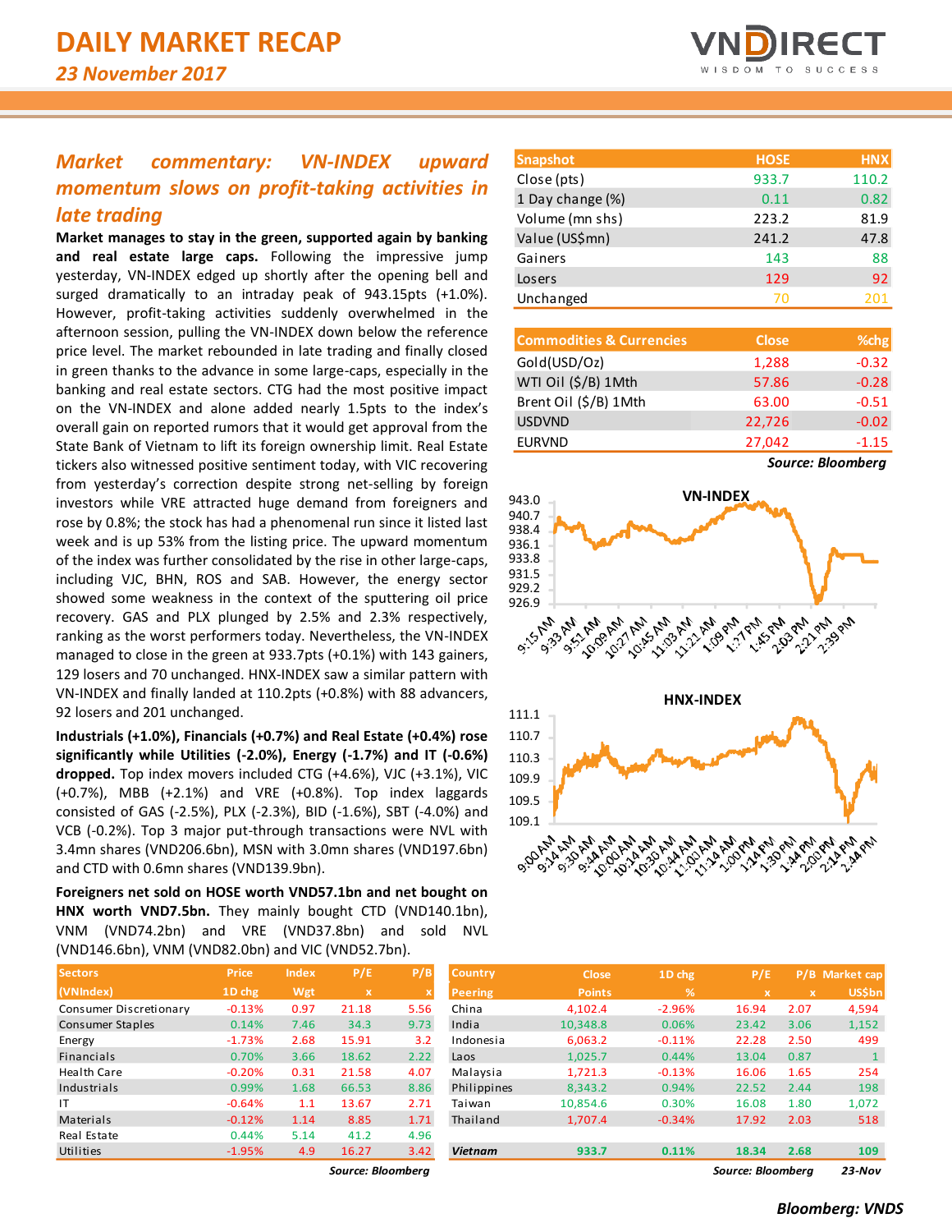# DAILY MARKET RECAP

*23 November 2017*

## *Market commentary: VN-INDEX upward momentum slows on profit-taking activities in late trading*

**Market manages to stay in the green, supported again by banking and real estate large caps.** Following the impressive jump yesterday, VN-INDEX edged up shortly after the opening bell and surged dramatically to an intraday peak of 943.15pts (+1.0%). However, profit-taking activities suddenly overwhelmed in the afternoon session, pulling the VN-INDEX down below the reference price level. The market rebounded in late trading and finally closed in green thanks to the advance in some large-caps, especially in the banking and real estate sectors. CTG had the most positive impact on the VN-INDEX and alone added nearly 1.5pts to the index's overall gain on reported rumors that it would get approval from the State Bank of Vietnam to lift its foreign ownership limit. Real Estate tickers also witnessed positive sentiment today, with VIC recovering from yesterday's correction despite strong net-selling by foreign investors while VRE attracted huge demand from foreigners and rose by 0.8%; the stock has had a phenomenal run since it listed last week and is up 53% from the listing price. The upward momentum of the index was further consolidated by the rise in other large-caps, including VJC, BHN, ROS and SAB. However, the energy sector showed some weakness in the context of the sputtering oil price recovery. GAS and PLX plunged by 2.5% and 2.3% respectively, ranking as the worst performers today. Nevertheless, the VN-INDEX managed to close in the green at 933.7pts (+0.1%) with 143 gainers, 129 losers and 70 unchanged. HNX-INDEX saw a similar pattern with VN-INDEX and finally landed at 110.2pts (+0.8%) with 88 advancers, 92 losers and 201 unchanged.

**Industrials (+1.0%), Financials (+0.7%) and Real Estate (+0.4%) rose significantly while Utilities (-2.0%), Energy (-1.7%) and IT (-0.6%) dropped.** Top index movers included CTG (+4.6%), VJC (+3.1%), VIC (+0.7%), MBB (+2.1%) and VRE (+0.8%). Top index laggards consisted of GAS (-2.5%), PLX (-2.3%), BID (-1.6%), SBT (-4.0%) and VCB (-0.2%). Top 3 major put-through transactions were NVL with 3.4mn shares (VND206.6bn), MSN with 3.0mn shares (VND197.6bn) and CTD with 0.6mn shares (VND139.9bn).

**Foreigners net sold on HOSE worth VND57.1bn and net bought on HNX worth VND7.5bn.** They mainly bought CTD (VND140.1bn), VNM (VND74.2bn) and VRE (VND37.8bn) and sold NVL (VND146.6bn), VNM (VND82.0bn) and VIC (VND52.7bn).

| Snapshot | HOSE | HNX |
|---|---|---|
| Close (pts) | 933.7 | 110.2 |
| 1 Day change (%) | 0.11 | 0.82 |
| Volume (mn shs) | 223.2 | 81.9 |
| Value (US$mn) | 241.2 | 47.8 |
| Gainers | 143 | 88 |
| Losers | 129 | 92 |
| Unchanged | 70 | 201 |

| Commodities & Currencies | Close | %chg |
|---|---|---|
| Gold(USD/Oz) | 1,288 | -0.32 |
| WTI Oil ($/B) 1Mth | 57.86 | -0.28 |
| Brent Oil ($/B) 1Mth | 63.00 | -0.51 |
| USDVND | 22,726 | -0.02 |
| EURVND | 27,042 | -1.15 |

*Source: Bloomberg*

VN-INDEX

HNX-INDEX

| Sectors (VNIndex) | Price 1D chg | Index Wgt | P/E x | P/B x |
|---|---|---|---|---|
| Consumer Discretionary | -0.13% | 0.97 | 21.18 | 5.56 |
| Consumer Staples | 0.14% | 7.46 | 34.3 | 9.73 |
| Energy | -1.73% | 2.68 | 15.91 | 3.2 |
| Financials | 0.70% | 3.66 | 18.62 | 2.22 |
| Health Care | -0.20% | 0.31 | 21.58 | 4.07 |
| Industrials | 0.99% | 1.68 | 66.53 | 8.86 |
| IT | -0.64% | 1.1 | 13.67 | 2.71 |
| Materials | -0.12% | 1.14 | 8.85 | 1.71 |
| Real Estate | 0.44% | 5.14 | 41.2 | 4.96 |
| Utilities | -1.95% | 4.9 | 16.27 | 3.42 |

*Source: Bloomberg*

| Country Peering | Close Points | 1D chg % | P/E x | P/B x | Market cap US$bn |
|---|---|---|---|---|---|
| China | 4,102.4 | -2.96% | 16.94 | 2.07 | 4,594 |
| India | 10,348.8 | 0.06% | 23.42 | 3.06 | 1,152 |
| Indonesia | 6,063.2 | -0.11% | 22.28 | 2.50 | 499 |
| Laos | 1,025.7 | 0.44% | 13.04 | 0.87 | 1 |
| Malaysia | 1,721.3 | -0.13% | 16.06 | 1.65 | 254 |
| Philippines | 8,343.2 | 0.94% | 22.52 | 2.44 | 198 |
| Taiwan | 10,854.6 | 0.30% | 16.08 | 1.80 | 1,072 |
| Thailand | 1,707.4 | -0.34% | 17.92 | 2.03 | 518 |
| **Vietnam** | **933.7** | **0.11%** | **18.34** | **2.68** | **109** |

*Source: Bloomberg* **23-Nov**

***Bloomberg: VNDS***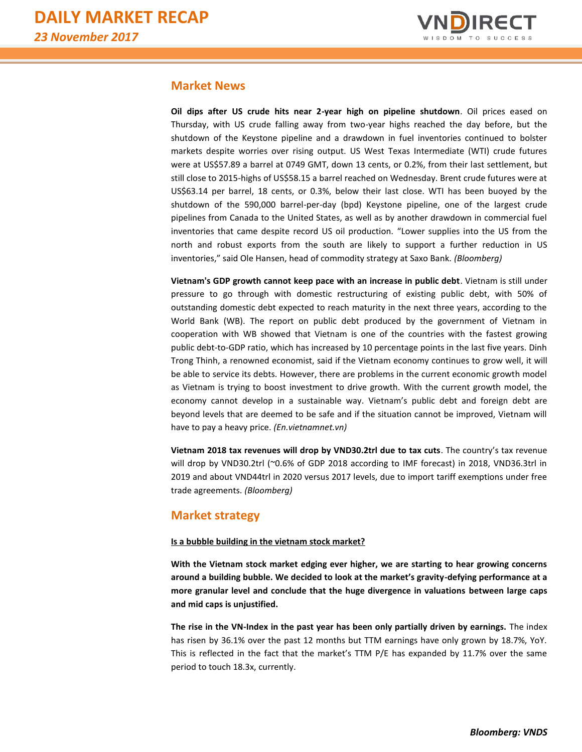## Market News

**Oil dips after US crude hits near 2-year high on pipeline shutdown**. Oil prices eased on Thursday, with US crude falling away from two-year highs reached the day before, but the shutdown of the Keystone pipeline and a drawdown in fuel inventories continued to bolster markets despite worries over rising output. US West Texas Intermediate (WTI) crude futures were at US$57.89 a barrel at 0749 GMT, down 13 cents, or 0.2%, from their last settlement, but still close to 2015-highs of US$58.15 a barrel reached on Wednesday. Brent crude futures were at US$63.14 per barrel, 18 cents, or 0.3%, below their last close. WTI has been buoyed by the shutdown of the 590,000 barrel-per-day (bpd) Keystone pipeline, one of the largest crude pipelines from Canada to the United States, as well as by another drawdown in commercial fuel inventories that came despite record US oil production. "Lower supplies into the US from the north and robust exports from the south are likely to support a further reduction in US inventories," said Ole Hansen, head of commodity strategy at Saxo Bank. *(Bloomberg)*

**Vietnam's GDP growth cannot keep pace with an increase in public debt**. Vietnam is still under pressure to go through with domestic restructuring of existing public debt, with 50% of outstanding domestic debt expected to reach maturity in the next three years, according to the World Bank (WB). The report on public debt produced by the government of Vietnam in cooperation with WB showed that Vietnam is one of the countries with the fastest growing public debt-to-GDP ratio, which has increased by 10 percentage points in the last five years. Dinh Trong Thinh, a renowned economist, said if the Vietnam economy continues to grow well, it will be able to service its debts. However, there are problems in the current economic growth model as Vietnam is trying to boost investment to drive growth. With the current growth model, the economy cannot develop in a sustainable way. Vietnam's public debt and foreign debt are beyond levels that are deemed to be safe and if the situation cannot be improved, Vietnam will have to pay a heavy price. *(En.vietnamnet.vn)*

**Vietnam 2018 tax revenues will drop by VND30.2trl due to tax cuts**. The country's tax revenue will drop by VND30.2trl (~0.6% of GDP 2018 according to IMF forecast) in 2018, VND36.3trl in 2019 and about VND44trl in 2020 versus 2017 levels, due to import tariff exemptions under free trade agreements. *(Bloomberg)*

## Market strategy

**Is a bubble building in the vietnam stock market?**

**With the Vietnam stock market edging ever higher, we are starting to hear growing concerns around a building bubble. We decided to look at the market's gravity-defying performance at a more granular level and conclude that the huge divergence in valuations between large caps and mid caps is unjustified.**

**The rise in the VN-Index in the past year has been only partially driven by earnings.** The index has risen by 36.1% over the past 12 months but TTM earnings have only grown by 18.7%, YoY. This is reflected in the fact that the market's TTM P/E has expanded by 11.7% over the same period to touch 18.3x, currently.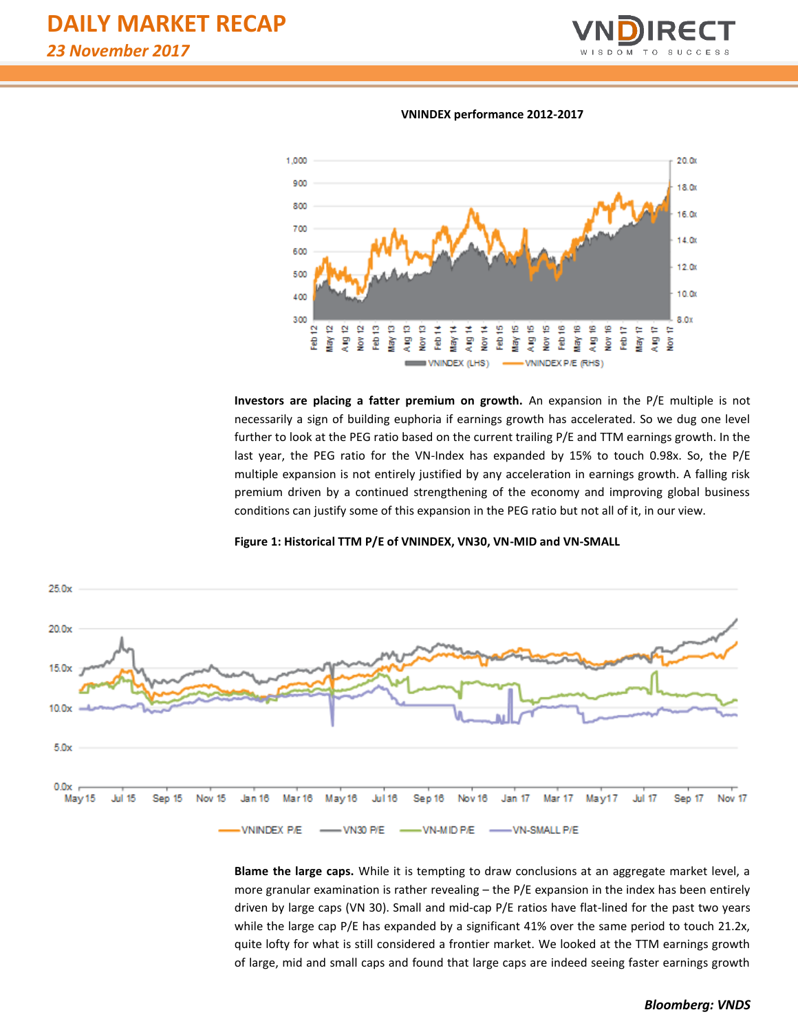**VNINDEX performance 2012-2017**

**Investors are placing a fatter premium on growth.** An expansion in the P/E multiple is not necessarily a sign of building euphoria if earnings growth has accelerated. So we dug one level further to look at the PEG ratio based on the current trailing P/E and TTM earnings growth. In the last year, the PEG ratio for the VN-Index has expanded by 15% to touch 0.98x. So, the P/E multiple expansion is not entirely justified by any acceleration in earnings growth. A falling risk premium driven by a continued strengthening of the economy and improving global business conditions can justify some of this expansion in the PEG ratio but not all of it, in our view.

**Figure 1: Historical TTM P/E of VNINDEX, VN30, VN-MID and VN-SMALL**

**Blame the large caps.** While it is tempting to draw conclusions at an aggregate market level, a more granular examination is rather revealing – the P/E expansion in the index has been entirely driven by large caps (VN 30). Small and mid-cap P/E ratios have flat-lined for the past two years while the large cap P/E has expanded by a significant 41% over the same period to touch 21.2x, quite lofty for what is still considered a frontier market. We looked at the TTM earnings growth of large, mid and small caps and found that large caps are indeed seeing faster earnings growth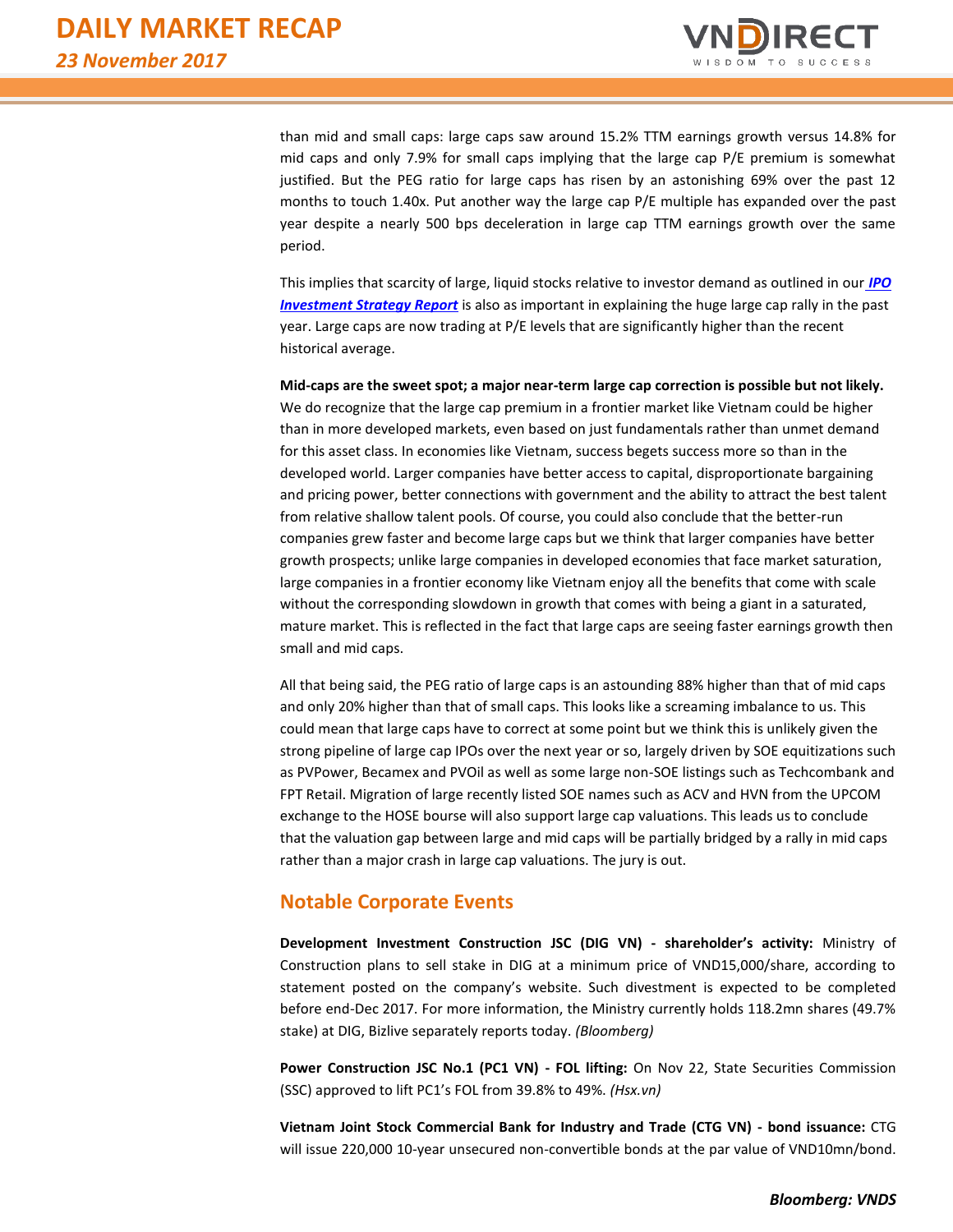than mid and small caps: large caps saw around 15.2% TTM earnings growth versus 14.8% for mid caps and only 7.9% for small caps implying that the large cap P/E premium is somewhat justified. But the PEG ratio for large caps has risen by an astonishing 69% over the past 12 months to touch 1.40x. Put another way the large cap P/E multiple has expanded over the past year despite a nearly 500 bps deceleration in large cap TTM earnings growth over the same period.

This implies that scarcity of large, liquid stocks relative to investor demand as outlined in our ***IPO Investment Strategy Report*** is also as important in explaining the huge large cap rally in the past year. Large caps are now trading at P/E levels that are significantly higher than the recent historical average.

**Mid-caps are the sweet spot; a major near-term large cap correction is possible but not likely.** We do recognize that the large cap premium in a frontier market like Vietnam could be higher than in more developed markets, even based on just fundamentals rather than unmet demand for this asset class. In economies like Vietnam, success begets success more so than in the developed world. Larger companies have better access to capital, disproportionate bargaining and pricing power, better connections with government and the ability to attract the best talent from relative shallow talent pools. Of course, you could also conclude that the better-run companies grew faster and become large caps but we think that larger companies have better growth prospects; unlike large companies in developed economies that face market saturation, large companies in a frontier economy like Vietnam enjoy all the benefits that come with scale without the corresponding slowdown in growth that comes with being a giant in a saturated, mature market. This is reflected in the fact that large caps are seeing faster earnings growth then small and mid caps.

All that being said, the PEG ratio of large caps is an astounding 88% higher than that of mid caps and only 20% higher than that of small caps. This looks like a screaming imbalance to us. This could mean that large caps have to correct at some point but we think this is unlikely given the strong pipeline of large cap IPOs over the next year or so, largely driven by SOE equitizations such as PVPower, Becamex and PVOil as well as some large non-SOE listings such as Techcombank and FPT Retail. Migration of large recently listed SOE names such as ACV and HVN from the UPCOM exchange to the HOSE bourse will also support large cap valuations. This leads us to conclude that the valuation gap between large and mid caps will be partially bridged by a rally in mid caps rather than a major crash in large cap valuations. The jury is out.

## Notable Corporate Events

**Development Investment Construction JSC (DIG VN) - shareholder's activity:** Ministry of Construction plans to sell stake in DIG at a minimum price of VND15,000/share, according to statement posted on the company's website. Such divestment is expected to be completed before end-Dec 2017. For more information, the Ministry currently holds 118.2mn shares (49.7% stake) at DIG, Bizlive separately reports today. *(Bloomberg)*

**Power Construction JSC No.1 (PC1 VN) - FOL lifting:** On Nov 22, State Securities Commission (SSC) approved to lift PC1's FOL from 39.8% to 49%. *(Hsx.vn)*

**Vietnam Joint Stock Commercial Bank for Industry and Trade (CTG VN) - bond issuance:** CTG will issue 220,000 10-year unsecured non-convertible bonds at the par value of VND10mn/bond.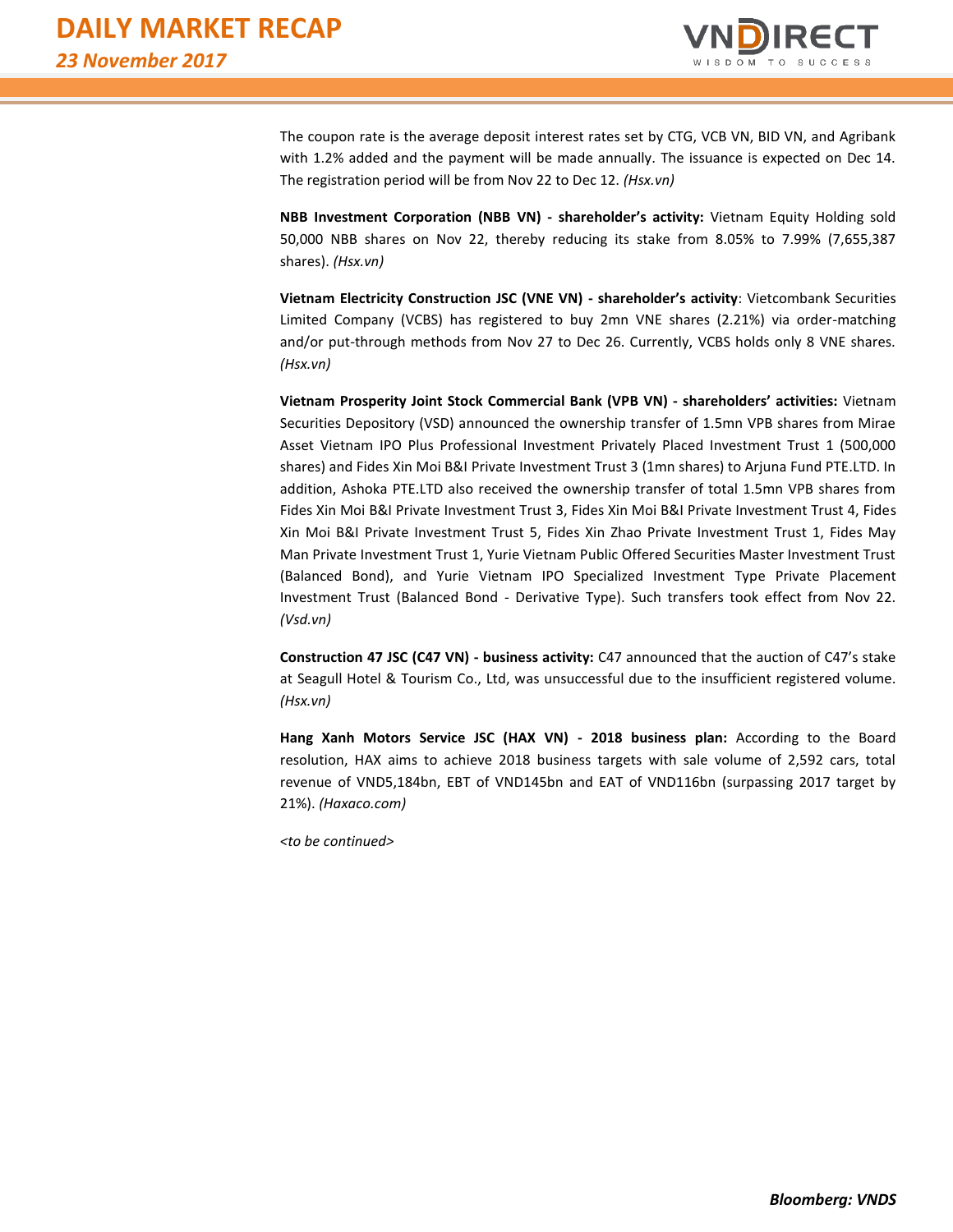The coupon rate is the average deposit interest rates set by CTG, VCB VN, BID VN, and Agribank with 1.2% added and the payment will be made annually. The issuance is expected on Dec 14. The registration period will be from Nov 22 to Dec 12. *(Hsx.vn)*

**NBB Investment Corporation (NBB VN) - shareholder's activity:** Vietnam Equity Holding sold 50,000 NBB shares on Nov 22, thereby reducing its stake from 8.05% to 7.99% (7,655,387 shares). *(Hsx.vn)*

**Vietnam Electricity Construction JSC (VNE VN) - shareholder's activity**: Vietcombank Securities Limited Company (VCBS) has registered to buy 2mn VNE shares (2.21%) via order-matching and/or put-through methods from Nov 27 to Dec 26. Currently, VCBS holds only 8 VNE shares. *(Hsx.vn)*

**Vietnam Prosperity Joint Stock Commercial Bank (VPB VN) - shareholders' activities:** Vietnam Securities Depository (VSD) announced the ownership transfer of 1.5mn VPB shares from Mirae Asset Vietnam IPO Plus Professional Investment Privately Placed Investment Trust 1 (500,000 shares) and Fides Xin Moi B&I Private Investment Trust 3 (1mn shares) to Arjuna Fund PTE.LTD. In addition, Ashoka PTE.LTD also received the ownership transfer of total 1.5mn VPB shares from Fides Xin Moi B&I Private Investment Trust 3, Fides Xin Moi B&I Private Investment Trust 4, Fides Xin Moi B&I Private Investment Trust 5, Fides Xin Zhao Private Investment Trust 1, Fides May Man Private Investment Trust 1, Yurie Vietnam Public Offered Securities Master Investment Trust (Balanced Bond), and Yurie Vietnam IPO Specialized Investment Type Private Placement Investment Trust (Balanced Bond - Derivative Type). Such transfers took effect from Nov 22. *(Vsd.vn)*

**Construction 47 JSC (C47 VN) - business activity:** C47 announced that the auction of C47's stake at Seagull Hotel & Tourism Co., Ltd, was unsuccessful due to the insufficient registered volume. *(Hsx.vn)*

**Hang Xanh Motors Service JSC (HAX VN) - 2018 business plan:** According to the Board resolution, HAX aims to achieve 2018 business targets with sale volume of 2,592 cars, total revenue of VND5,184bn, EBT of VND145bn and EAT of VND116bn (surpassing 2017 target by 21%). *(Haxaco.com)*

*<to be continued>*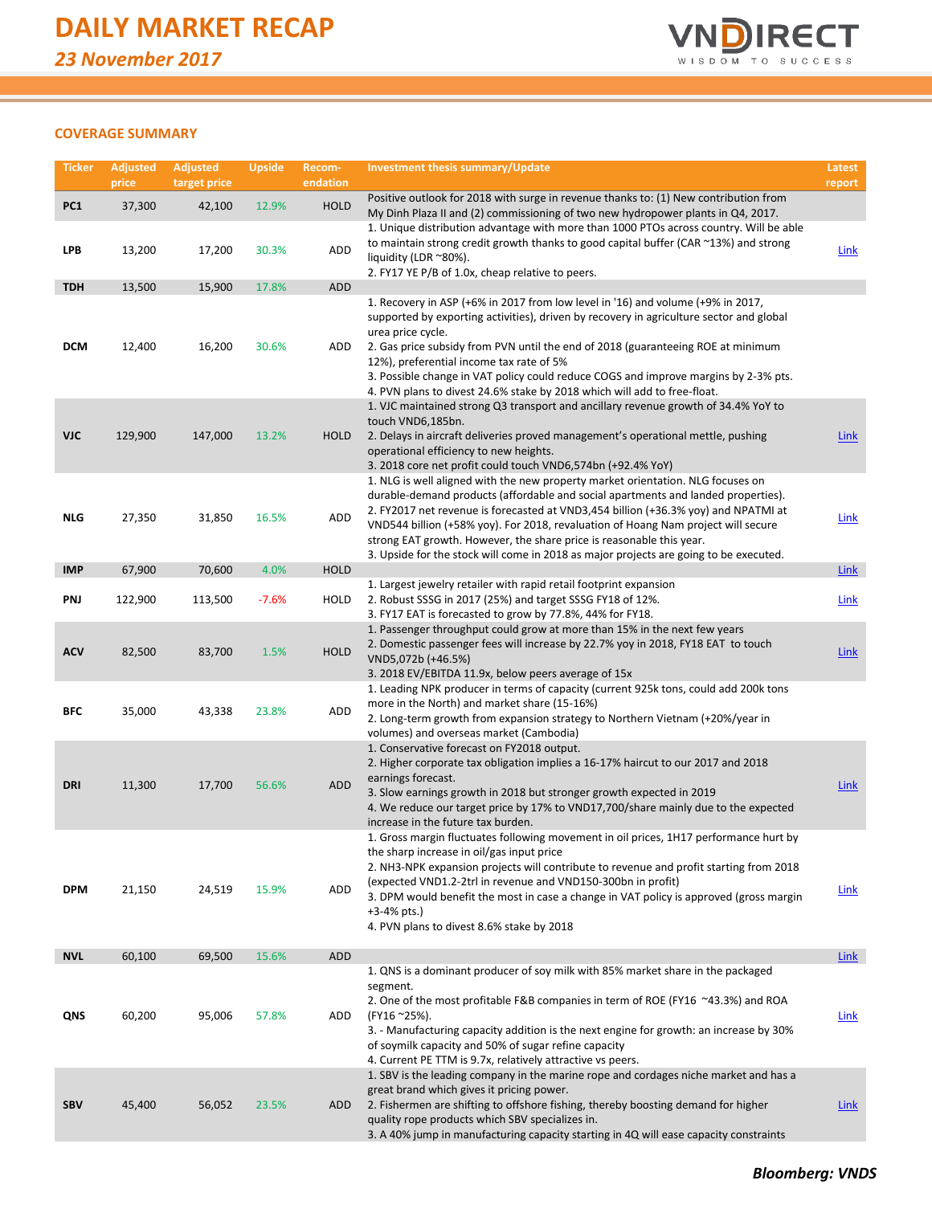# DAILY MARKET RECAP

*23 November 2017*

## COVERAGE SUMMARY

| Ticker | Adjusted price | Adjusted target price | Upside | Recom-endation | Investment thesis summary/Update | Latest report |
|---|---|---|---|---|---|---|
| PC1 | 37,300 | 42,100 | 12.9% | HOLD | Positive outlook for 2018 with surge in revenue thanks to: (1) New contribution from My Dinh Plaza II and (2) commissioning of two new hydropower plants in Q4, 2017. | |
| LPB | 13,200 | 17,200 | 30.3% | ADD | 1. Unique distribution advantage with more than 1000 PTOs across country. Will be able to maintain strong credit growth thanks to good capital buffer (CAR ~13%) and strong liquidity (LDR ~80%).<br>2. FY17 YE P/B of 1.0x, cheap relative to peers. | Link |
| TDH | 13,500 | 15,900 | 17.8% | ADD | | |
| DCM | 12,400 | 16,200 | 30.6% | ADD | 1. Recovery in ASP (+6% in 2017 from low level in '16) and volume (+9% in 2017, supported by exporting activities), driven by recovery in agriculture sector and global urea price cycle.<br>2. Gas price subsidy from PVN until the end of 2018 (guaranteeing ROE at minimum 12%), preferential income tax rate of 5%<br>3. Possible change in VAT policy could reduce COGS and improve margins by 2-3% pts.<br>4. PVN plans to divest 24.6% stake by 2018 which will add to free-float. | |
| VJC | 129,900 | 147,000 | 13.2% | HOLD | 1. VJC maintained strong Q3 transport and ancillary revenue growth of 34.4% YoY to touch VND6,185bn.<br>2. Delays in aircraft deliveries proved management's operational mettle, pushing operational efficiency to new heights.<br>3. 2018 core net profit could touch VND6,574bn (+92.4% YoY) | Link |
| NLG | 27,350 | 31,850 | 16.5% | ADD | 1. NLG is well aligned with the new property market orientation. NLG focuses on durable-demand products (affordable and social apartments and landed properties).<br>2. FY2017 net revenue is forecasted at VND3,454 billion (+36.3% yoy) and NPATMI at VND544 billion (+58% yoy). For 2018, revaluation of Hoang Nam project will secure strong EAT growth. However, the share price is reasonable this year.<br>3. Upside for the stock will come in 2018 as major projects are going to be executed. | Link |
| IMP | 67,900 | 70,600 | 4.0% | HOLD | | Link |
| PNJ | 122,900 | 113,500 | -7.6% | HOLD | 1. Largest jewelry retailer with rapid retail footprint expansion<br>2. Robust SSSG in 2017 (25%) and target SSSG FY18 of 12%.<br>3. FY17 EAT is forecasted to grow by 77.8%, 44% for FY18. | Link |
| ACV | 82,500 | 83,700 | 1.5% | HOLD | 1. Passenger throughput could grow at more than 15% in the next few years<br>2. Domestic passenger fees will increase by 22.7% yoy in 2018, FY18 EAT to touch VND5,072b (+46.5%)<br>3. 2018 EV/EBITDA 11.9x, below peers average of 15x | Link |
| BFC | 35,000 | 43,338 | 23.8% | ADD | 1. Leading NPK producer in terms of capacity (current 925k tons, could add 200k tons more in the North) and market share (15-16%)<br>2. Long-term growth from expansion strategy to Northern Vietnam (+20%/year in volumes) and overseas market (Cambodia) | |
| DRI | 11,300 | 17,700 | 56.6% | ADD | 1. Conservative forecast on FY2018 output.<br>2. Higher corporate tax obligation implies a 16-17% haircut to our 2017 and 2018 earnings forecast.<br>3. Slow earnings growth in 2018 but stronger growth expected in 2019<br>4. We reduce our target price by 17% to VND17,700/share mainly due to the expected increase in the future tax burden. | Link |
| DPM | 21,150 | 24,519 | 15.9% | ADD | 1. Gross margin fluctuates following movement in oil prices, 1H17 performance hurt by the sharp increase in oil/gas input price<br>2. NH3-NPK expansion projects will contribute to revenue and profit starting from 2018 (expected VND1.2-2trl in revenue and VND150-300bn in profit)<br>3. DPM would benefit the most in case a change in VAT policy is approved (gross margin +3-4% pts.)<br>4. PVN plans to divest 8.6% stake by 2018 | Link |
| NVL | 60,100 | 69,500 | 15.6% | ADD | | Link |
| QNS | 60,200 | 95,006 | 57.8% | ADD | 1. QNS is a dominant producer of soy milk with 85% market share in the packaged segment.<br>2. One of the most profitable F&B companies in term of ROE (FY16 ~43.3%) and ROA (FY16 ~25%).<br>3. - Manufacturing capacity addition is the next engine for growth: an increase by 30% of soymilk capacity and 50% of sugar refine capacity<br>4. Current PE TTM is 9.7x, relatively attractive vs peers. | Link |
| SBV | 45,400 | 56,052 | 23.5% | ADD | 1. SBV is the leading company in the marine rope and cordages niche market and has a great brand which gives it pricing power.<br>2. Fishermen are shifting to offshore fishing, thereby boosting demand for higher quality rope products which SBV specializes in.<br>3. A 40% jump in manufacturing capacity starting in 4Q will ease capacity constraints | Link |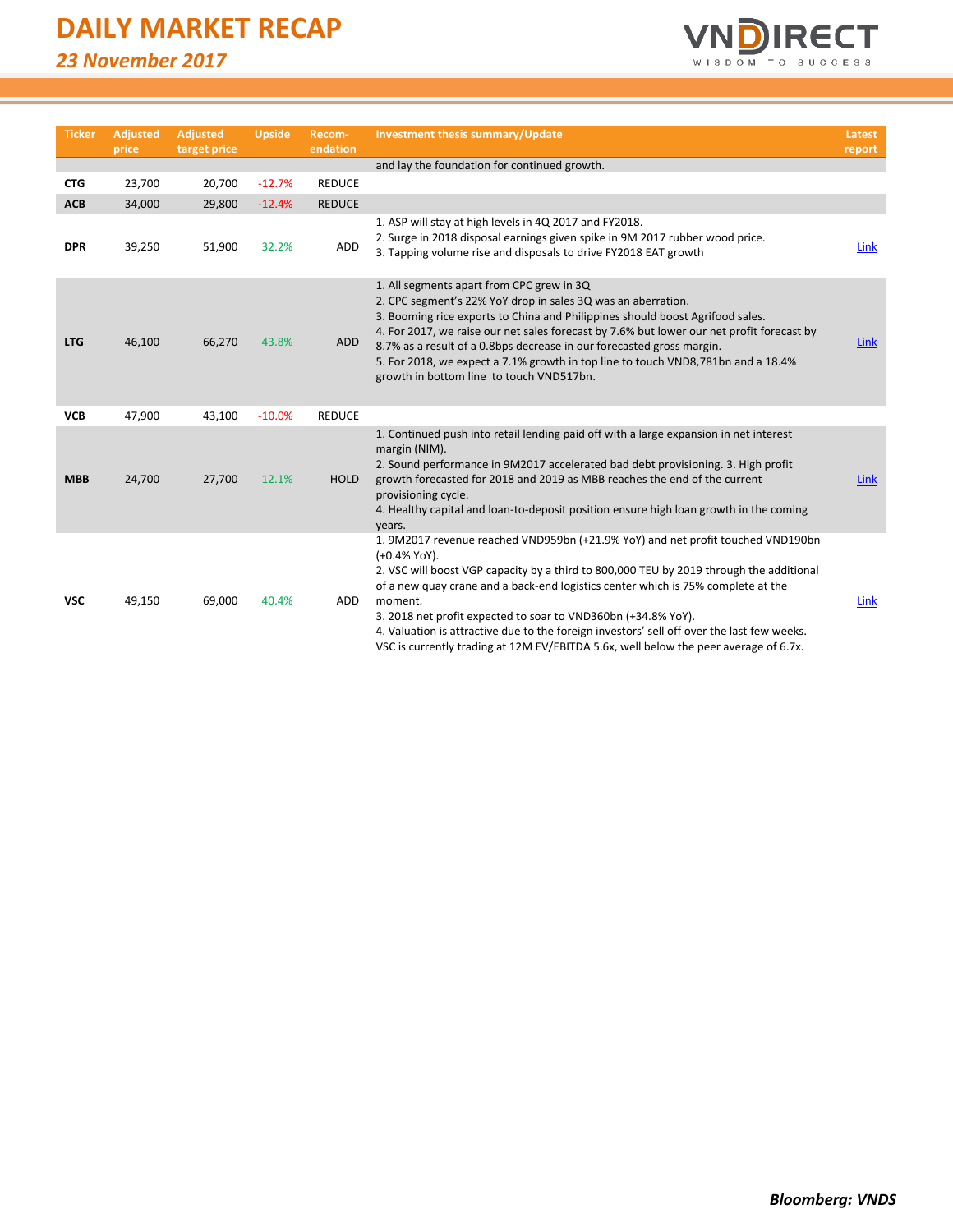| Ticker | Adjusted price | Adjusted target price | Upside | Recom-endation | Investment thesis summary/Update | Latest report |
|---|---|---|---|---|---|---|
| | | | | | and lay the foundation for continued growth. | |
| CTG | 23,700 | 20,700 | -12.7% | REDUCE | | |
| ACB | 34,000 | 29,800 | -12.4% | REDUCE | | |
| DPR | 39,250 | 51,900 | 32.2% | ADD | 1. ASP will stay at high levels in 4Q 2017 and FY2018.<br>2. Surge in 2018 disposal earnings given spike in 9M 2017 rubber wood price.<br>3. Tapping volume rise and disposals to drive FY2018 EAT growth | Link |
| LTG | 46,100 | 66,270 | 43.8% | ADD | 1. All segments apart from CPC grew in 3Q<br>2. CPC segment's 22% YoY drop in sales 3Q was an aberration.<br>3. Booming rice exports to China and Philippines should boost Agrifood sales.<br>4. For 2017, we raise our net sales forecast by 7.6% but lower our net profit forecast by 8.7% as a result of a 0.8bps decrease in our forecasted gross margin.<br>5. For 2018, we expect a 7.1% growth in top line to touch VND8,781bn and a 18.4% growth in bottom line to touch VND517bn. | Link |
| VCB | 47,900 | 43,100 | -10.0% | REDUCE | | |
| MBB | 24,700 | 27,700 | 12.1% | HOLD | 1. Continued push into retail lending paid off with a large expansion in net interest margin (NIM).<br>2. Sound performance in 9M2017 accelerated bad debt provisioning. 3. High profit growth forecasted for 2018 and 2019 as MBB reaches the end of the current provisioning cycle.<br>4. Healthy capital and loan-to-deposit position ensure high loan growth in the coming years. | Link |
| VSC | 49,150 | 69,000 | 40.4% | ADD | 1. 9M2017 revenue reached VND959bn (+21.9% YoY) and net profit touched VND190bn (+0.4% YoY).<br>2. VSC will boost VGP capacity by a third to 800,000 TEU by 2019 through the additional of a new quay crane and a back-end logistics center which is 75% complete at the moment.<br>3. 2018 net profit expected to soar to VND360bn (+34.8% YoY).<br>4. Valuation is attractive due to the foreign investors' sell off over the last few weeks. VSC is currently trading at 12M EV/EBITDA 5.6x, well below the peer average of 6.7x. | Link |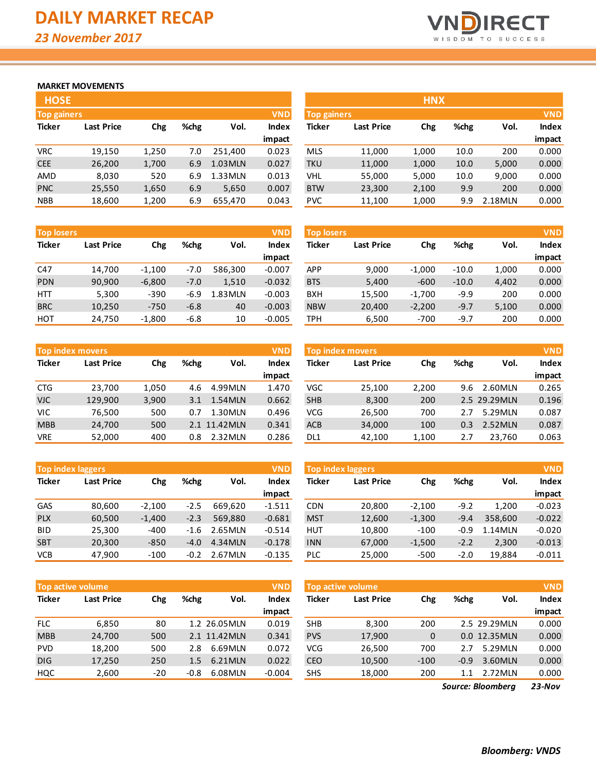# DAILY MARKET RECAP

*23 November 2017*

## MARKET MOVEMENTS

### HOSE

**Top gainers** (VND)

| Ticker | Last Price | Chg | %chg | Vol. | Index impact |
|---|---|---|---|---|---|
| VRC | 19,150 | 1,250 | 7.0 | 251,400 | 0.023 |
| CEE | 26,200 | 1,700 | 6.9 | 1.03MLN | 0.027 |
| AMD | 8,030 | 520 | 6.9 | 1.33MLN | 0.013 |
| PNC | 25,550 | 1,650 | 6.9 | 5,650 | 0.007 |
| NBB | 18,600 | 1,200 | 6.9 | 655,470 | 0.043 |

**Top losers** (VND)

| Ticker | Last Price | Chg | %chg | Vol. | Index impact |
|---|---|---|---|---|---|
| C47 | 14,700 | -1,100 | -7.0 | 586,300 | -0.007 |
| PDN | 90,900 | -6,800 | -7.0 | 1,510 | -0.032 |
| HTT | 5,300 | -390 | -6.9 | 1.83MLN | -0.003 |
| BRC | 10,250 | -750 | -6.8 | 40 | -0.003 |
| HOT | 24,750 | -1,800 | -6.8 | 10 | -0.005 |

**Top index movers** (VND)

| Ticker | Last Price | Chg | %chg | Vol. | Index impact |
|---|---|---|---|---|---|
| CTG | 23,700 | 1,050 | 4.6 | 4.99MLN | 1.470 |
| VJC | 129,900 | 3,900 | 3.1 | 1.54MLN | 0.662 |
| VIC | 76,500 | 500 | 0.7 | 1.30MLN | 0.496 |
| MBB | 24,700 | 500 | 2.1 | 11.42MLN | 0.341 |
| VRE | 52,000 | 400 | 0.8 | 2.32MLN | 0.286 |

**Top index laggers** (VND)

| Ticker | Last Price | Chg | %chg | Vol. | Index impact |
|---|---|---|---|---|---|
| GAS | 80,600 | -2,100 | -2.5 | 669,620 | -1.511 |
| PLX | 60,500 | -1,400 | -2.3 | 569,880 | -0.681 |
| BID | 25,300 | -400 | -1.6 | 2.65MLN | -0.514 |
| SBT | 20,300 | -850 | -4.0 | 4.34MLN | -0.178 |
| VCB | 47,900 | -100 | -0.2 | 2.67MLN | -0.135 |

**Top active volume** (VND)

| Ticker | Last Price | Chg | %chg | Vol. | Index impact |
|---|---|---|---|---|---|
| FLC | 6,850 | 80 | 1.2 | 26.05MLN | 0.019 |
| MBB | 24,700 | 500 | 2.1 | 11.42MLN | 0.341 |
| PVD | 18,200 | 500 | 2.8 | 6.69MLN | 0.072 |
| DIG | 17,250 | 250 | 1.5 | 6.21MLN | 0.022 |
| HQC | 2,600 | -20 | -0.8 | 6.08MLN | -0.004 |

### HNX

**Top gainers** (VND)

| Ticker | Last Price | Chg | %chg | Vol. | Index impact |
|---|---|---|---|---|---|
| MLS | 11,000 | 1,000 | 10.0 | 200 | 0.000 |
| TKU | 11,000 | 1,000 | 10.0 | 5,000 | 0.000 |
| VHL | 55,000 | 5,000 | 10.0 | 9,000 | 0.000 |
| BTW | 23,300 | 2,100 | 9.9 | 200 | 0.000 |
| PVC | 11,100 | 1,000 | 9.9 | 2.18MLN | 0.000 |

**Top losers** (VND)

| Ticker | Last Price | Chg | %chg | Vol. | Index impact |
|---|---|---|---|---|---|
| APP | 9,000 | -1,000 | -10.0 | 1,000 | 0.000 |
| BTS | 5,400 | -600 | -10.0 | 4,402 | 0.000 |
| BXH | 15,500 | -1,700 | -9.9 | 200 | 0.000 |
| NBW | 20,400 | -2,200 | -9.7 | 5,100 | 0.000 |
| TPH | 6,500 | -700 | -9.7 | 200 | 0.000 |

**Top index movers** (VND)

| Ticker | Last Price | Chg | %chg | Vol. | Index impact |
|---|---|---|---|---|---|
| VGC | 25,100 | 2,200 | 9.6 | 2.60MLN | 0.265 |
| SHB | 8,300 | 200 | 2.5 | 29.29MLN | 0.196 |
| VCG | 26,500 | 700 | 2.7 | 5.29MLN | 0.087 |
| ACB | 34,000 | 100 | 0.3 | 2.52MLN | 0.087 |
| DL1 | 42,100 | 1,100 | 2.7 | 23,760 | 0.063 |

**Top index laggers** (VND)

| Ticker | Last Price | Chg | %chg | Vol. | Index impact |
|---|---|---|---|---|---|
| CDN | 20,800 | -2,100 | -9.2 | 1,200 | -0.023 |
| MST | 12,600 | -1,300 | -9.4 | 358,600 | -0.022 |
| HUT | 10,800 | -100 | -0.9 | 1.14MLN | -0.020 |
| INN | 67,000 | -1,500 | -2.2 | 2,300 | -0.013 |
| PLC | 25,000 | -500 | -2.0 | 19,884 | -0.011 |

**Top active volume** (VND)

| Ticker | Last Price | Chg | %chg | Vol. | Index impact |
|---|---|---|---|---|---|
| SHB | 8,300 | 200 | 2.5 | 29.29MLN | 0.000 |
| PVS | 17,900 | 0 | 0.0 | 12.35MLN | 0.000 |
| VCG | 26,500 | 700 | 2.7 | 5.29MLN | 0.000 |
| CEO | 10,500 | -100 | -0.9 | 3.60MLN | 0.000 |
| SHS | 18,000 | 200 | 1.1 | 2.72MLN | 0.000 |

*Source: Bloomberg* *23-Nov*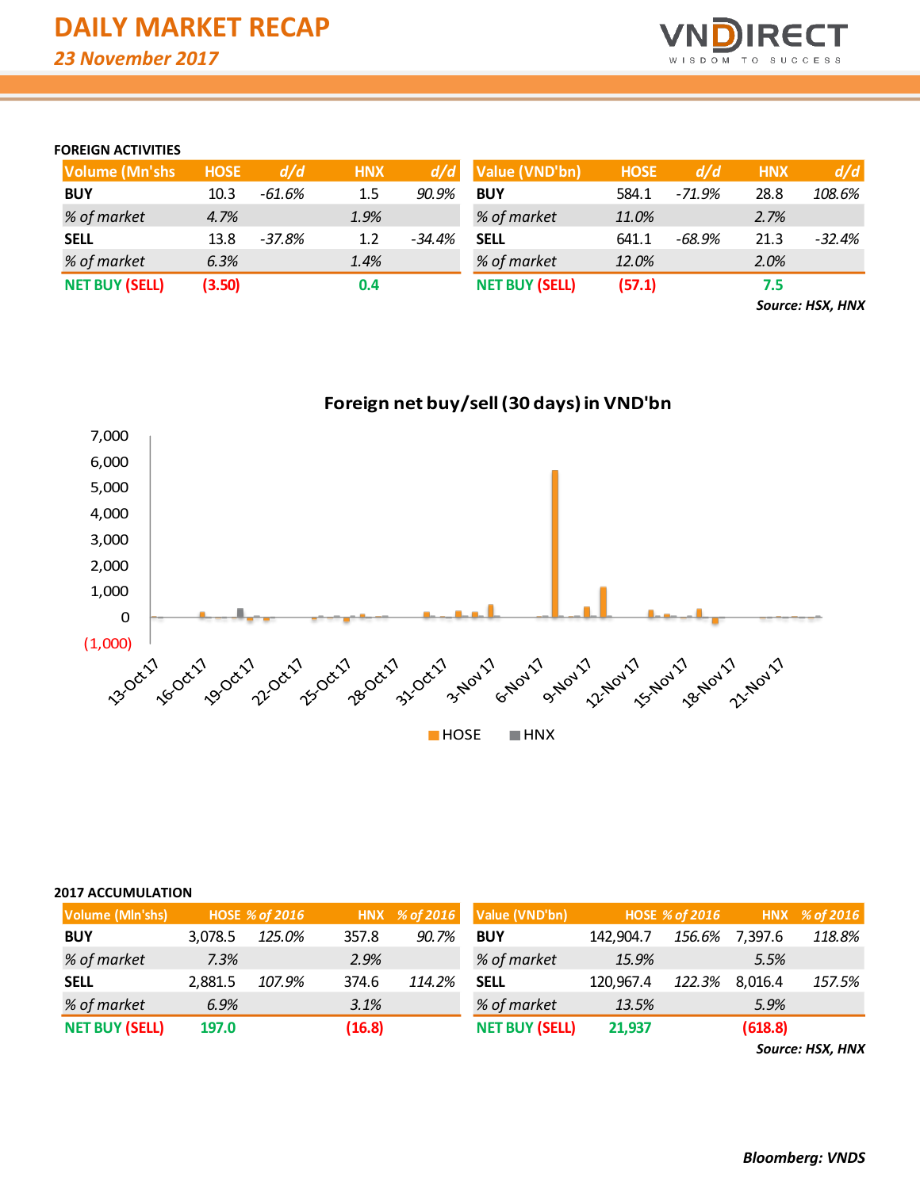# DAILY MARKET RECAP

*23 November 2017*

### FOREIGN ACTIVITIES

| Volume (Mn'shs) | HOSE | d/d | HNX | d/d |
|---|---|---|---|---|
| BUY | 10.3 | -61.6% | 1.5 | 90.9% |
| *% of market* | *4.7%* | | *1.9%* | |
| SELL | 13.8 | -37.8% | 1.2 | -34.4% |
| *% of market* | *6.3%* | | *1.4%* | |
| **NET BUY (SELL)** | **(3.50)** | | **0.4** | |

| Value (VND'bn) | HOSE | d/d | HNX | d/d |
|---|---|---|---|---|
| BUY | 584.1 | -71.9% | 28.8 | 108.6% |
| *% of market* | *11.0%* | | *2.7%* | |
| SELL | 641.1 | -68.9% | 21.3 | -32.4% |
| *% of market* | *12.0%* | | *2.0%* | |
| **NET BUY (SELL)** | **(57.1)** | | **7.5** | |

***Source: HSX, HNX***

**Foreign net buy/sell (30 days) in VND'bn**

### 2017 ACCUMULATION

| Volume (Mln'shs) | HOSE | % of 2016 | HNX | % of 2016 |
|---|---|---|---|---|
| BUY | 3,078.5 | 125.0% | 357.8 | 90.7% |
| *% of market* | *7.3%* | | *2.9%* | |
| SELL | 2,881.5 | 107.9% | 374.6 | 114.2% |
| *% of market* | *6.9%* | | *3.1%* | |
| **NET BUY (SELL)** | **197.0** | | **(16.8)** | |

| Value (VND'bn) | HOSE | % of 2016 | HNX | % of 2016 |
|---|---|---|---|---|
| BUY | 142,904.7 | 156.6% | 7,397.6 | 118.8% |
| *% of market* | *15.9%* | | *5.5%* | |
| SELL | 120,967.4 | 122.3% | 8,016.4 | 157.5% |
| *% of market* | *13.5%* | | *5.9%* | |
| **NET BUY (SELL)** | **21,937** | | **(618.8)** | |

***Source: HSX, HNX***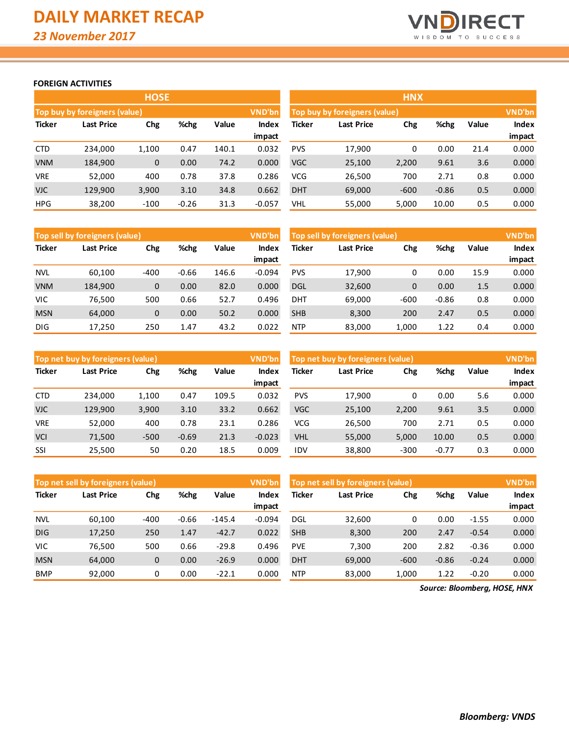# DAILY MARKET RECAP

*23 November 2017*

## FOREIGN ACTIVITIES

### HOSE

**Top buy by foreigners (value)** — VND'bn

| Ticker | Last Price | Chg | %chg | Value | Index impact |
|---|---|---|---|---|---|
| CTD | 234,000 | 1,100 | 0.47 | 140.1 | 0.032 |
| VNM | 184,900 | 0 | 0.00 | 74.2 | 0.000 |
| VRE | 52,000 | 400 | 0.78 | 37.8 | 0.286 |
| VJC | 129,900 | 3,900 | 3.10 | 34.8 | 0.662 |
| HPG | 38,200 | -100 | -0.26 | 31.3 | -0.057 |

**Top sell by foreigners (value)** — VND'bn

| Ticker | Last Price | Chg | %chg | Value | Index impact |
|---|---|---|---|---|---|
| NVL | 60,100 | -400 | -0.66 | 146.6 | -0.094 |
| VNM | 184,900 | 0 | 0.00 | 82.0 | 0.000 |
| VIC | 76,500 | 500 | 0.66 | 52.7 | 0.496 |
| MSN | 64,000 | 0 | 0.00 | 50.2 | 0.000 |
| DIG | 17,250 | 250 | 1.47 | 43.2 | 0.022 |

**Top net buy by foreigners (value)** — VND'bn

| Ticker | Last Price | Chg | %chg | Value | Index impact |
|---|---|---|---|---|---|
| CTD | 234,000 | 1,100 | 0.47 | 109.5 | 0.032 |
| VJC | 129,900 | 3,900 | 3.10 | 33.2 | 0.662 |
| VRE | 52,000 | 400 | 0.78 | 23.1 | 0.286 |
| VCI | 71,500 | -500 | -0.69 | 21.3 | -0.023 |
| SSI | 25,500 | 50 | 0.20 | 18.5 | 0.009 |

**Top net sell by foreigners (value)** — VND'bn

| Ticker | Last Price | Chg | %chg | Value | Index impact |
|---|---|---|---|---|---|
| NVL | 60,100 | -400 | -0.66 | -145.4 | -0.094 |
| DIG | 17,250 | 250 | 1.47 | -42.7 | 0.022 |
| VIC | 76,500 | 500 | 0.66 | -29.8 | 0.496 |
| MSN | 64,000 | 0 | 0.00 | -26.9 | 0.000 |
| BMP | 92,000 | 0 | 0.00 | -22.1 | 0.000 |

### HNX

**Top buy by foreigners (value)** — VND'bn

| Ticker | Last Price | Chg | %chg | Value | Index impact |
|---|---|---|---|---|---|
| PVS | 17,900 | 0 | 0.00 | 21.4 | 0.000 |
| VGC | 25,100 | 2,200 | 9.61 | 3.6 | 0.000 |
| VCG | 26,500 | 700 | 2.71 | 0.8 | 0.000 |
| DHT | 69,000 | -600 | -0.86 | 0.5 | 0.000 |
| VHL | 55,000 | 5,000 | 10.00 | 0.5 | 0.000 |

**Top sell by foreigners (value)** — VND'bn

| Ticker | Last Price | Chg | %chg | Value | Index impact |
|---|---|---|---|---|---|
| PVS | 17,900 | 0 | 0.00 | 15.9 | 0.000 |
| DGL | 32,600 | 0 | 0.00 | 1.5 | 0.000 |
| DHT | 69,000 | -600 | -0.86 | 0.8 | 0.000 |
| SHB | 8,300 | 200 | 2.47 | 0.5 | 0.000 |
| NTP | 83,000 | 1,000 | 1.22 | 0.4 | 0.000 |

**Top net buy by foreigners (value)** — VND'bn

| Ticker | Last Price | Chg | %chg | Value | Index impact |
|---|---|---|---|---|---|
| PVS | 17,900 | 0 | 0.00 | 5.6 | 0.000 |
| VGC | 25,100 | 2,200 | 9.61 | 3.5 | 0.000 |
| VCG | 26,500 | 700 | 2.71 | 0.5 | 0.000 |
| VHL | 55,000 | 5,000 | 10.00 | 0.5 | 0.000 |
| IDV | 38,800 | -300 | -0.77 | 0.3 | 0.000 |

**Top net sell by foreigners (value)** — VND'bn

| Ticker | Last Price | Chg | %chg | Value | Index impact |
|---|---|---|---|---|---|
| DGL | 32,600 | 0 | 0.00 | -1.55 | 0.000 |
| SHB | 8,300 | 200 | 2.47 | -0.54 | 0.000 |
| PVE | 7,300 | 200 | 2.82 | -0.36 | 0.000 |
| DHT | 69,000 | -600 | -0.86 | -0.24 | 0.000 |
| NTP | 83,000 | 1,000 | 1.22 | -0.20 | 0.000 |

*Source: Bloomberg, HOSE, HNX*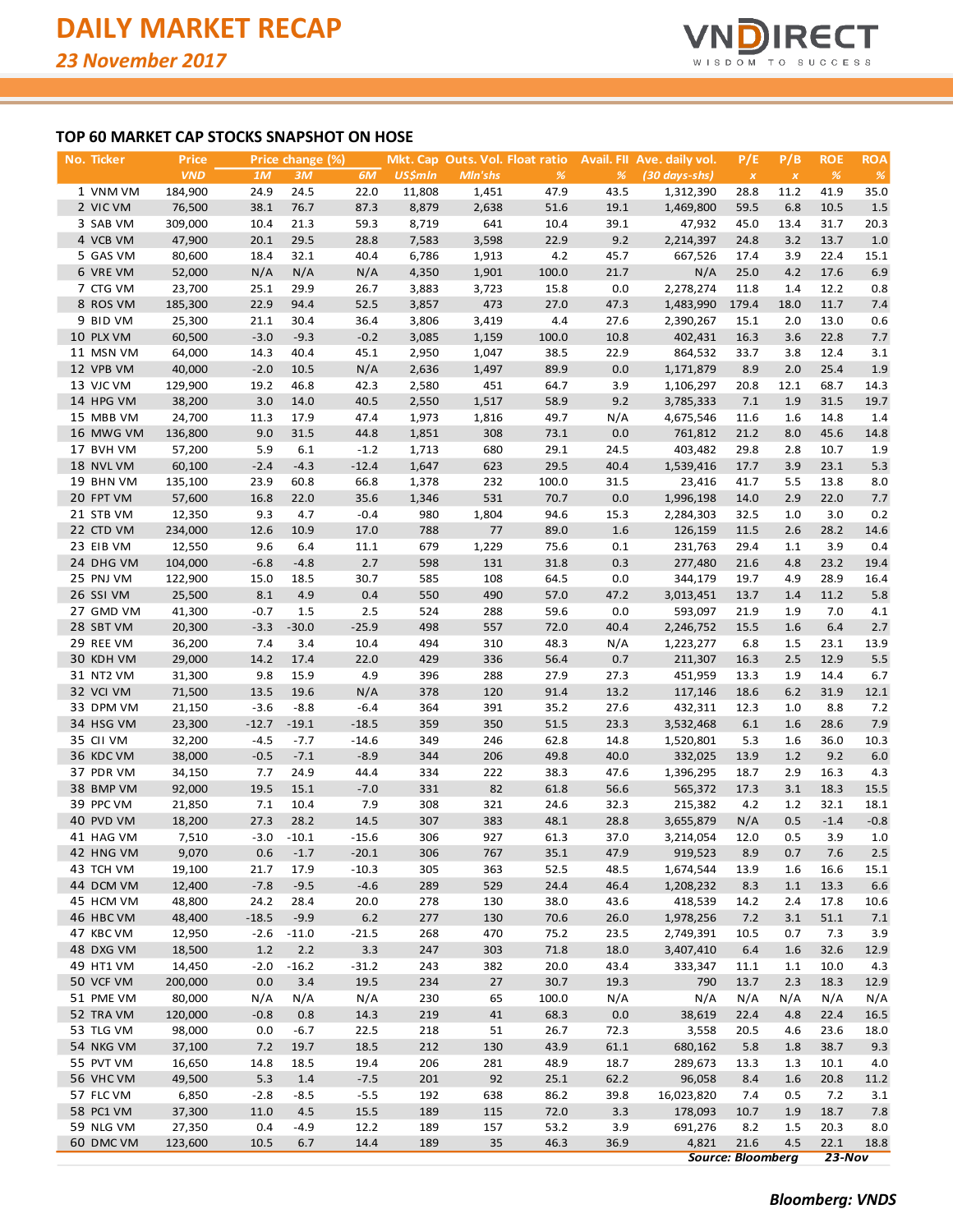# DAILY MARKET RECAP

*23 November 2017*

## TOP 60 MARKET CAP STOCKS SNAPSHOT ON HOSE

| No. | Ticker | Price | Price change (%) | | | Mkt. Cap | Outs. Vol. | Float ratio | Avail. FII | Ave. daily vol. | P/E | P/B | ROE | ROA |
|---|---|---|---|---|---|---|---|---|---|---|---|---|---|---|
| | | VND | 1M | 3M | 6M | US$mln | Mln'shs | % | % | (30 days-shs) | x | x | % | % |
| 1 | VNM VM | 184,900 | 24.9 | 24.5 | 22.0 | 11,808 | 1,451 | 47.9 | 43.5 | 1,312,390 | 28.8 | 11.2 | 41.9 | 35.0 |
| 2 | VIC VM | 76,500 | 38.1 | 76.7 | 87.3 | 8,879 | 2,638 | 51.6 | 19.1 | 1,469,800 | 59.5 | 6.8 | 10.5 | 1.5 |
| 3 | SAB VM | 309,000 | 10.4 | 21.3 | 59.3 | 8,719 | 641 | 10.4 | 39.1 | 47,932 | 45.0 | 13.4 | 31.7 | 20.3 |
| 4 | VCB VM | 47,900 | 20.1 | 29.5 | 28.8 | 7,583 | 3,598 | 22.9 | 9.2 | 2,214,397 | 24.8 | 3.2 | 13.7 | 1.0 |
| 5 | GAS VM | 80,600 | 18.4 | 32.1 | 40.4 | 6,786 | 1,913 | 4.2 | 45.7 | 667,526 | 17.4 | 3.9 | 22.4 | 15.1 |
| 6 | VRE VM | 52,000 | N/A | N/A | N/A | 4,350 | 1,901 | 100.0 | 21.7 | N/A | 25.0 | 4.2 | 17.6 | 6.9 |
| 7 | CTG VM | 23,700 | 25.1 | 29.9 | 26.7 | 3,883 | 3,723 | 15.8 | 0.0 | 2,278,274 | 11.8 | 1.4 | 12.2 | 0.8 |
| 8 | ROS VM | 185,300 | 22.9 | 94.4 | 52.5 | 3,857 | 473 | 27.0 | 47.3 | 1,483,990 | 179.4 | 18.0 | 11.7 | 7.4 |
| 9 | BID VM | 25,300 | 21.1 | 30.4 | 36.4 | 3,806 | 3,419 | 4.4 | 27.6 | 2,390,267 | 15.1 | 2.0 | 13.0 | 0.6 |
| 10 | PLX VM | 60,500 | -3.0 | -9.3 | -0.2 | 3,085 | 1,159 | 100.0 | 10.8 | 402,431 | 16.3 | 3.6 | 22.8 | 7.7 |
| 11 | MSN VM | 64,000 | 14.3 | 40.4 | 45.1 | 2,950 | 1,047 | 38.5 | 22.9 | 864,532 | 33.7 | 3.8 | 12.4 | 3.1 |
| 12 | VPB VM | 40,000 | -2.0 | 10.5 | N/A | 2,636 | 1,497 | 89.9 | 0.0 | 1,171,879 | 8.9 | 2.0 | 25.4 | 1.9 |
| 13 | VJC VM | 129,900 | 19.2 | 46.8 | 42.3 | 2,580 | 451 | 64.7 | 3.9 | 1,106,297 | 20.8 | 12.1 | 68.7 | 14.3 |
| 14 | HPG VM | 38,200 | 3.0 | 14.0 | 40.5 | 2,550 | 1,517 | 58.9 | 9.2 | 3,785,333 | 7.1 | 1.9 | 31.5 | 19.7 |
| 15 | MBB VM | 24,700 | 11.3 | 17.9 | 47.4 | 1,973 | 1,816 | 49.7 | N/A | 4,675,546 | 11.6 | 1.6 | 14.8 | 1.4 |
| 16 | MWG VM | 136,800 | 9.0 | 31.5 | 44.8 | 1,851 | 308 | 73.1 | 0.0 | 761,812 | 21.2 | 8.0 | 45.6 | 14.8 |
| 17 | BVH VM | 57,200 | 5.9 | 6.1 | -1.2 | 1,713 | 680 | 29.1 | 24.5 | 403,482 | 29.8 | 2.8 | 10.7 | 1.9 |
| 18 | NVL VM | 60,100 | -2.4 | -4.3 | -12.4 | 1,647 | 623 | 29.5 | 40.4 | 1,539,416 | 17.7 | 3.9 | 23.1 | 5.3 |
| 19 | BHN VM | 135,100 | 23.9 | 60.8 | 66.8 | 1,378 | 232 | 100.0 | 31.5 | 23,416 | 41.7 | 5.5 | 13.8 | 8.0 |
| 20 | FPT VM | 57,600 | 16.8 | 22.0 | 35.6 | 1,346 | 531 | 70.7 | 0.0 | 1,996,198 | 14.0 | 2.9 | 22.0 | 7.7 |
| 21 | STB VM | 12,350 | 9.3 | 4.7 | -0.4 | 980 | 1,804 | 94.6 | 15.3 | 2,284,303 | 32.5 | 1.0 | 3.0 | 0.2 |
| 22 | CTD VM | 234,000 | 12.6 | 10.9 | 17.0 | 788 | 77 | 89.0 | 1.6 | 126,159 | 11.5 | 2.6 | 28.2 | 14.6 |
| 23 | EIB VM | 12,550 | 9.6 | 6.4 | 11.1 | 679 | 1,229 | 75.6 | 0.1 | 231,763 | 29.4 | 1.1 | 3.9 | 0.4 |
| 24 | DHG VM | 104,000 | -6.8 | -4.8 | 2.7 | 598 | 131 | 31.8 | 0.3 | 277,480 | 21.6 | 4.8 | 23.2 | 19.4 |
| 25 | PNJ VM | 122,900 | 15.0 | 18.5 | 30.7 | 585 | 108 | 64.5 | 0.0 | 344,179 | 19.7 | 4.9 | 28.9 | 16.4 |
| 26 | SSI VM | 25,500 | 8.1 | 4.9 | 0.4 | 550 | 490 | 57.0 | 47.2 | 3,013,451 | 13.7 | 1.4 | 11.2 | 5.8 |
| 27 | GMD VM | 41,300 | -0.7 | 1.5 | 2.5 | 524 | 288 | 59.6 | 0.0 | 593,097 | 21.9 | 1.9 | 7.0 | 4.1 |
| 28 | SBT VM | 20,300 | -3.3 | -30.0 | -25.9 | 498 | 557 | 72.0 | 40.4 | 2,246,752 | 15.5 | 1.6 | 6.4 | 2.7 |
| 29 | REE VM | 36,200 | 7.4 | 3.4 | 10.4 | 494 | 310 | 48.3 | N/A | 1,223,277 | 6.8 | 1.5 | 23.1 | 13.9 |
| 30 | KDH VM | 29,000 | 14.2 | 17.4 | 22.0 | 429 | 336 | 56.4 | 0.7 | 211,307 | 16.3 | 2.5 | 12.9 | 5.5 |
| 31 | NT2 VM | 31,300 | 9.8 | 15.9 | 4.9 | 396 | 288 | 27.9 | 27.3 | 451,959 | 13.3 | 1.9 | 14.4 | 6.7 |
| 32 | VCI VM | 71,500 | 13.5 | 19.6 | N/A | 378 | 120 | 91.4 | 13.2 | 117,146 | 18.6 | 6.2 | 31.9 | 12.1 |
| 33 | DPM VM | 21,150 | -3.6 | -8.8 | -6.4 | 364 | 391 | 35.2 | 27.6 | 432,311 | 12.3 | 1.0 | 8.8 | 7.2 |
| 34 | HSG VM | 23,300 | -12.7 | -19.1 | -18.5 | 359 | 350 | 51.5 | 23.3 | 3,532,468 | 6.1 | 1.6 | 28.6 | 7.9 |
| 35 | CII VM | 32,200 | -4.5 | -7.7 | -14.6 | 349 | 246 | 62.8 | 14.8 | 1,520,801 | 5.3 | 1.6 | 36.0 | 10.3 |
| 36 | KDC VM | 38,000 | -0.5 | -7.1 | -8.9 | 344 | 206 | 49.8 | 40.0 | 332,025 | 13.9 | 1.2 | 9.2 | 6.0 |
| 37 | PDR VM | 34,150 | 7.7 | 24.9 | 44.4 | 334 | 222 | 38.3 | 47.6 | 1,396,295 | 18.7 | 2.9 | 16.3 | 4.3 |
| 38 | BMP VM | 92,000 | 19.5 | 15.1 | -7.0 | 331 | 82 | 61.8 | 56.6 | 565,372 | 17.3 | 3.1 | 18.3 | 15.5 |
| 39 | PPC VM | 21,850 | 7.1 | 10.4 | 7.9 | 308 | 321 | 24.6 | 32.3 | 215,382 | 4.2 | 1.2 | 32.1 | 18.1 |
| 40 | PVD VM | 18,200 | 27.3 | 28.2 | 14.5 | 307 | 383 | 48.1 | 28.8 | 3,655,879 | N/A | 0.5 | -1.4 | -0.8 |
| 41 | HAG VM | 7,510 | -3.0 | -10.1 | -15.6 | 306 | 927 | 61.3 | 37.0 | 3,214,054 | 12.0 | 0.5 | 3.9 | 1.0 |
| 42 | HNG VM | 9,070 | 0.6 | -1.7 | -20.1 | 306 | 767 | 35.1 | 47.9 | 919,523 | 8.9 | 0.7 | 7.6 | 2.5 |
| 43 | TCH VM | 19,100 | 21.7 | 17.9 | -10.3 | 305 | 363 | 52.5 | 48.5 | 1,674,544 | 13.9 | 1.6 | 16.6 | 15.1 |
| 44 | DCM VM | 12,400 | -7.8 | -9.5 | -4.6 | 289 | 529 | 24.4 | 46.4 | 1,208,232 | 8.3 | 1.1 | 13.3 | 6.6 |
| 45 | HCM VM | 48,800 | 24.2 | 28.4 | 20.0 | 278 | 130 | 38.0 | 43.6 | 418,539 | 14.2 | 2.4 | 17.8 | 10.6 |
| 46 | HBC VM | 48,400 | -18.5 | -9.9 | 6.2 | 277 | 130 | 70.6 | 26.0 | 1,978,256 | 7.2 | 3.1 | 51.1 | 7.1 |
| 47 | KBC VM | 12,950 | -2.6 | -11.0 | -21.5 | 268 | 470 | 75.2 | 23.5 | 2,749,391 | 10.5 | 0.7 | 7.3 | 3.9 |
| 48 | DXG VM | 18,500 | 1.2 | 2.2 | 3.3 | 247 | 303 | 71.8 | 18.0 | 3,407,410 | 6.4 | 1.6 | 32.6 | 12.9 |
| 49 | HT1 VM | 14,450 | -2.0 | -16.2 | -31.2 | 243 | 382 | 20.0 | 43.4 | 333,347 | 11.1 | 1.1 | 10.0 | 4.3 |
| 50 | VCF VM | 200,000 | 0.0 | 3.4 | 19.5 | 234 | 27 | 30.7 | 19.3 | 790 | 13.7 | 2.3 | 18.3 | 12.9 |
| 51 | PME VM | 80,000 | N/A | N/A | N/A | 230 | 65 | 100.0 | N/A | N/A | N/A | N/A | N/A | N/A |
| 52 | TRA VM | 120,000 | -0.8 | 0.8 | 14.3 | 219 | 41 | 68.3 | 0.0 | 38,619 | 22.4 | 4.8 | 22.4 | 16.5 |
| 53 | TLG VM | 98,000 | 0.0 | -6.7 | 22.5 | 218 | 51 | 26.7 | 72.3 | 3,558 | 20.5 | 4.6 | 23.6 | 18.0 |
| 54 | NKG VM | 37,100 | 7.2 | 19.7 | 18.5 | 212 | 130 | 43.9 | 61.1 | 680,162 | 5.8 | 1.8 | 38.7 | 9.3 |
| 55 | PVT VM | 16,650 | 14.8 | 18.5 | 19.4 | 206 | 281 | 48.9 | 18.7 | 289,673 | 13.3 | 1.3 | 10.1 | 4.0 |
| 56 | VHC VM | 49,500 | 5.3 | 1.4 | -7.5 | 201 | 92 | 25.1 | 62.2 | 96,058 | 8.4 | 1.6 | 20.8 | 11.2 |
| 57 | FLC VM | 6,850 | -2.8 | -8.5 | -5.5 | 192 | 638 | 86.2 | 39.8 | 16,023,820 | 7.4 | 0.5 | 7.2 | 3.1 |
| 58 | PC1 VM | 37,300 | 11.0 | 4.5 | 15.5 | 189 | 115 | 72.0 | 3.3 | 178,093 | 10.7 | 1.9 | 18.7 | 7.8 |
| 59 | NLG VM | 27,350 | 0.4 | -4.9 | 12.2 | 189 | 157 | 53.2 | 3.9 | 691,276 | 8.2 | 1.5 | 20.3 | 8.0 |
| 60 | DMC VM | 123,600 | 10.5 | 6.7 | 14.4 | 189 | 35 | 46.3 | 36.9 | 4,821 | 21.6 | 4.5 | 22.1 | 18.8 |

*Source: Bloomberg* *23-Nov*

***Bloomberg: VNDS***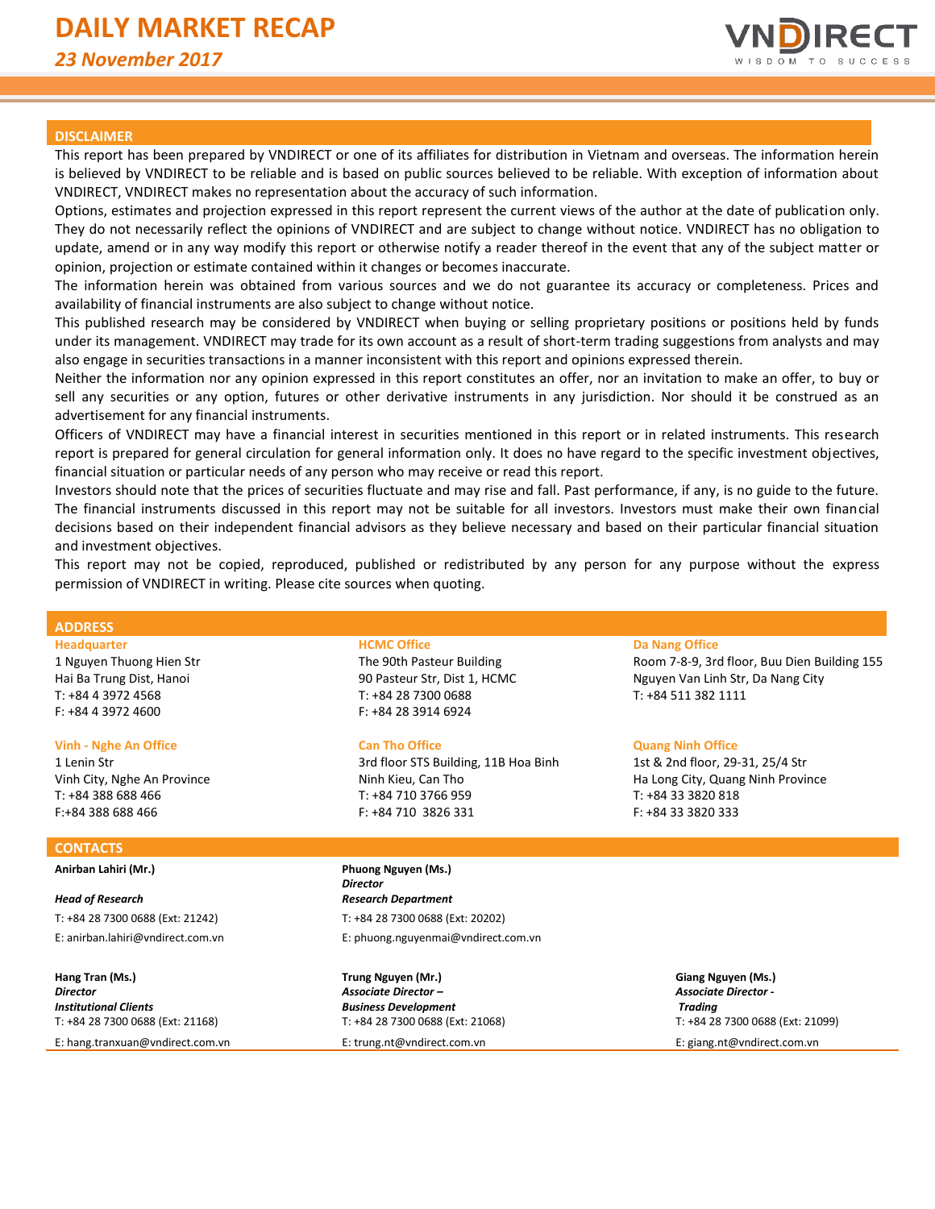# DAILY MARKET RECAP

*23 November 2017*

## DISCLAIMER

This report has been prepared by VNDIRECT or one of its affiliates for distribution in Vietnam and overseas. The information herein is believed by VNDIRECT to be reliable and is based on public sources believed to be reliable. With exception of information about VNDIRECT, VNDIRECT makes no representation about the accuracy of such information.

Options, estimates and projection expressed in this report represent the current views of the author at the date of publication only. They do not necessarily reflect the opinions of VNDIRECT and are subject to change without notice. VNDIRECT has no obligation to update, amend or in any way modify this report or otherwise notify a reader thereof in the event that any of the subject matter or opinion, projection or estimate contained within it changes or becomes inaccurate.

The information herein was obtained from various sources and we do not guarantee its accuracy or completeness. Prices and availability of financial instruments are also subject to change without notice.

This published research may be considered by VNDIRECT when buying or selling proprietary positions or positions held by funds under its management. VNDIRECT may trade for its own account as a result of short-term trading suggestions from analysts and may also engage in securities transactions in a manner inconsistent with this report and opinions expressed therein.

Neither the information nor any opinion expressed in this report constitutes an offer, nor an invitation to make an offer, to buy or sell any securities or any option, futures or other derivative instruments in any jurisdiction. Nor should it be construed as an advertisement for any financial instruments.

Officers of VNDIRECT may have a financial interest in securities mentioned in this report or in related instruments. This research report is prepared for general circulation for general information only. It does no have regard to the specific investment objectives, financial situation or particular needs of any person who may receive or read this report.

Investors should note that the prices of securities fluctuate and may rise and fall. Past performance, if any, is no guide to the future. The financial instruments discussed in this report may not be suitable for all investors. Investors must make their own financial decisions based on their independent financial advisors as they believe necessary and based on their particular financial situation and investment objectives.

This report may not be copied, reproduced, published or redistributed by any person for any purpose without the express permission of VNDIRECT in writing. Please cite sources when quoting.

## ADDRESS

**Headquarter**
1 Nguyen Thuong Hien Str
Hai Ba Trung Dist, Hanoi
T: +84 4 3972 4568
F: +84 4 3972 4600

**HCMC Office**
The 90th Pasteur Building
90 Pasteur Str, Dist 1, HCMC
T: +84 28 7300 0688
F: +84 28 3914 6924

**Da Nang Office**
Room 7-8-9, 3rd floor, Buu Dien Building 155 Nguyen Van Linh Str, Da Nang City
T: +84 511 382 1111

**Vinh - Nghe An Office**
1 Lenin Str
Vinh City, Nghe An Province
T: +84 388 688 466
F:+84 388 688 466

**Can Tho Office**
3rd floor STS Building, 11B Hoa Binh
Ninh Kieu, Can Tho
T: +84 710 3766 959
F: +84 710 3826 331

**Quang Ninh Office**
1st & 2nd floor, 29-31, 25/4 Str
Ha Long City, Quang Ninh Province
T: +84 33 3820 818
F: +84 33 3820 333

## CONTACTS

**Anirban Lahiri (Mr.)**
***Head of Research***
T: +84 28 7300 0688 (Ext: 21242)
E: anirban.lahiri@vndirect.com.vn

**Phuong Nguyen (Ms.)**
***Director***
***Research Department***
T: +84 28 7300 0688 (Ext: 20202)
E: phuong.nguyenmai@vndirect.com.vn

**Hang Tran (Ms.)**
***Director***
***Institutional Clients***
T: +84 28 7300 0688 (Ext: 21168)
E: hang.tranxuan@vndirect.com.vn

**Trung Nguyen (Mr.)**
***Associate Director –***
***Business Development***
T: +84 28 7300 0688 (Ext: 21068)
E: trung.nt@vndirect.com.vn

**Giang Nguyen (Ms.)**
***Associate Director -***
***Trading***
T: +84 28 7300 0688 (Ext: 21099)
E: giang.nt@vndirect.com.vn